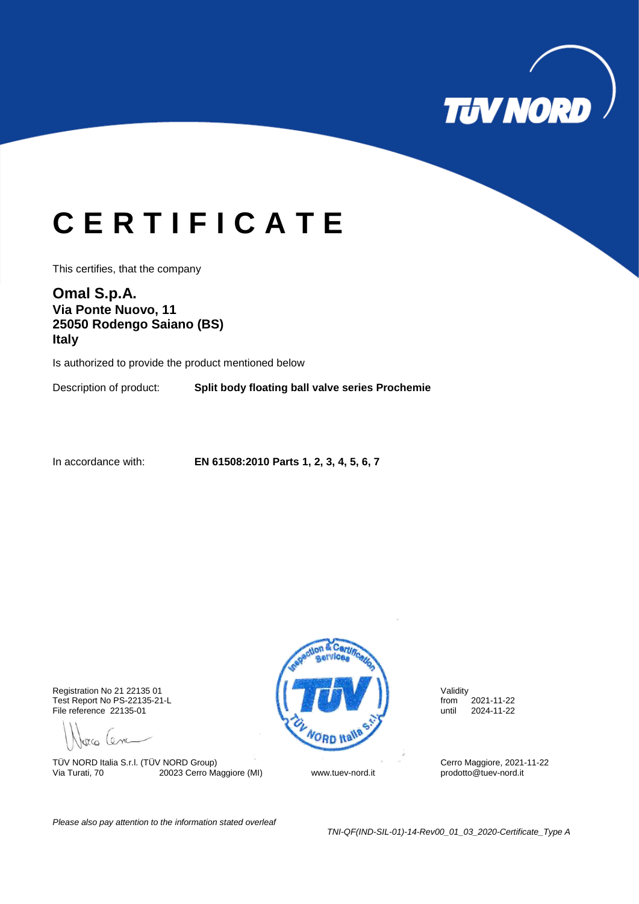# C E R T I F I C A T E

This certifies, that the company

**Omal S.p.A.**
**Via Ponte Nuovo, 11**
**25050 Rodengo Saiano (BS)**
**Italy**

Is authorized to provide the product mentioned below

Description of product: **Split body floating ball valve series Prochemie**

In accordance with: **EN 61508:2010 Parts 1, 2, 3, 4, 5, 6, 7**

Registration No 21 22135 01
Test Report No PS-22135-21-L
File reference 22135-01

Validity
from 2021-11-22
until 2024-11-22

TÜV NORD Italia S.r.l. (TÜV NORD Group)
Via Turati, 70 20023 Cerro Maggiore (MI)

www.tuev-nord.it

Cerro Maggiore, 2021-11-22
prodotto@tuev-nord.it

*Please also pay attention to the information stated overleaf*

*TNI-QF(IND-SIL-01)-14-Rev00_01_03_2020-Certificate_Type A*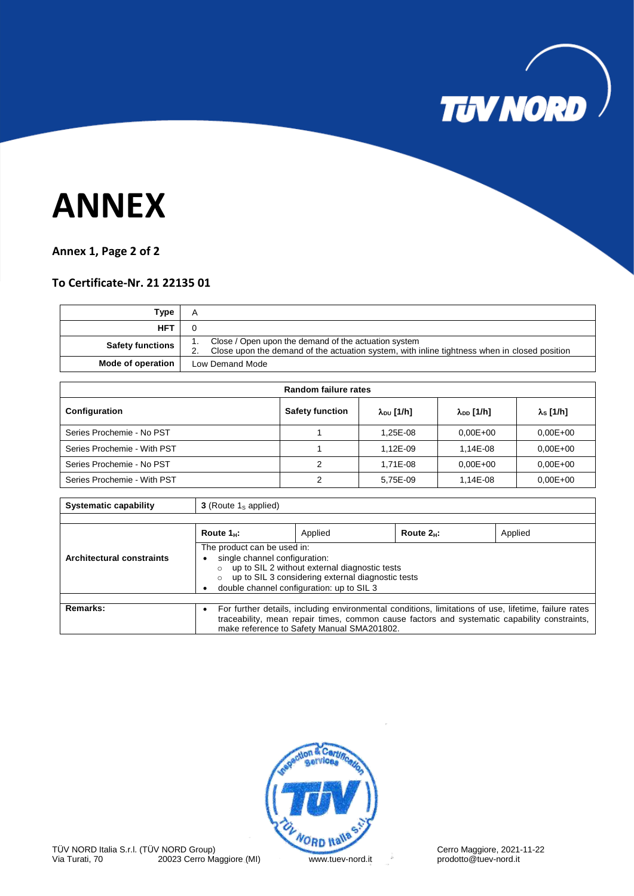# ANNEX

**Annex 1, Page 2 of 2**

**To Certificate-Nr. 21 22135 01**

| | |
|---|---|
| **Type** | A |
| **HFT** | 0 |
| **Safety functions** | 1. Close / Open upon the demand of the actuation system<br>2. Close upon the demand of the actuation system, with inline tightness when in closed position |
| **Mode of operation** | Low Demand Mode |

| Random failure rates | | | | |
|---|---|---|---|---|
| **Configuration** | **Safety function** | **$\lambda_{DU}$ [1/h]** | **$\lambda_{DD}$ [1/h]** | **$\lambda_{S}$ [1/h]** |
| Series Prochemie - No PST | 1 | 1,25E-08 | 0,00E+00 | 0,00E+00 |
| Series Prochemie - With PST | 1 | 1,12E-09 | 1,14E-08 | 0,00E+00 |
| Series Prochemie - No PST | 2 | 1,71E-08 | 0,00E+00 | 0,00E+00 |
| Series Prochemie - With PST | 2 | 5,75E-09 | 1,14E-08 | 0,00E+00 |

| | | | | |
|---|---|---|---|---|
| **Systematic capability** | **3** (Route $1_S$ applied) | | | |
| **Architectural constraints** | **Route $1_H$:** | Applied | **Route $2_H$:** | Applied |
| | The product can be used in:<br>• single channel configuration:<br>○ up to SIL 2 without external diagnostic tests<br>○ up to SIL 3 considering external diagnostic tests<br>• double channel configuration: up to SIL 3 | | | |
| **Remarks:** | • For further details, including environmental conditions, limitations of use, lifetime, failure rates traceability, mean repair times, common cause factors and systematic capability constraints, make reference to Safety Manual SMA201802. | | | |

TÜV NORD Italia S.r.l. (TÜV NORD Group)
Via Turati, 70 20023 Cerro Maggiore (MI) www.tuev-nord.it

Cerro Maggiore, 2021-11-22
prodotto@tuev-nord.it